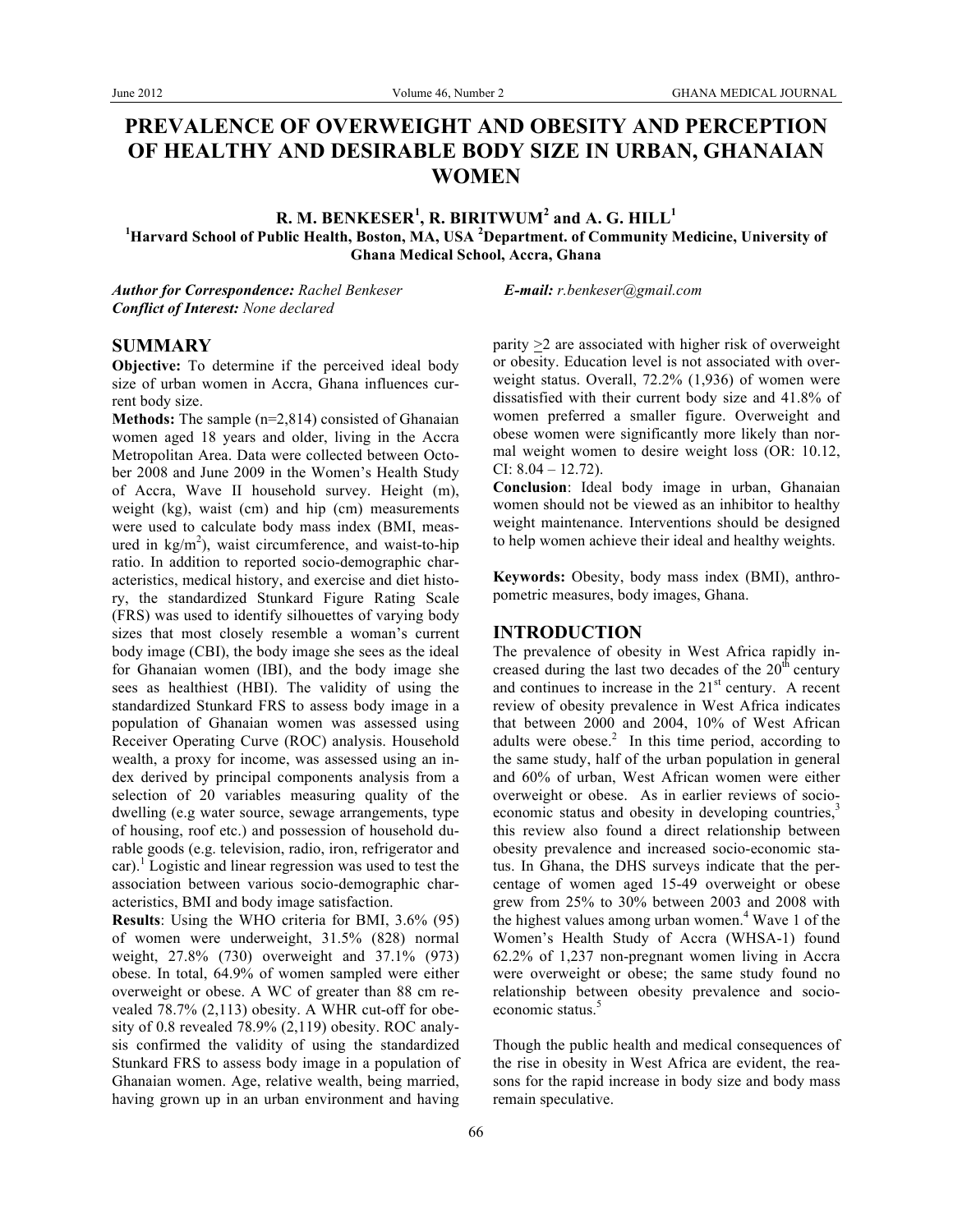# PREVALENCE OF OVERWEIGHT AND OBESITY AND PERCEPTION OF HEALTHY AND DESIRABLE BODY SIZE IN URBAN, GHANAIAN WOMEN

**R. M. BENKESER[1], R. BIRITWUM[2] and A. G. HILL[1]**

**[1]Harvard School of Public Health, Boston, MA, USA [2]Department. of Community Medicine, University of Ghana Medical School, Accra, Ghana**

***Author for Correspondence:*** *Rachel Benkeser* ***E-mail:*** *r.benkeser@gmail.com*

***Conflict of Interest:*** *None declared*

## SUMMARY

**Objective:** To determine if the perceived ideal body size of urban women in Accra, Ghana influences current body size.

**Methods:** The sample (n=2,814) consisted of Ghanaian women aged 18 years and older, living in the Accra Metropolitan Area. Data were collected between October 2008 and June 2009 in the Women's Health Study of Accra, Wave II household survey. Height (m), weight (kg), waist (cm) and hip (cm) measurements were used to calculate body mass index (BMI, measured in $kg/m^2$), waist circumference, and waist-to-hip ratio. In addition to reported socio-demographic characteristics, medical history, and exercise and diet history, the standardized Stunkard Figure Rating Scale (FRS) was used to identify silhouettes of varying body sizes that most closely resemble a woman's current body image (CBI), the body image she sees as the ideal for Ghanaian women (IBI), and the body image she sees as healthiest (HBI). The validity of using the standardized Stunkard FRS to assess body image in a population of Ghanaian women was assessed using Receiver Operating Curve (ROC) analysis. Household wealth, a proxy for income, was assessed using an index derived by principal components analysis from a selection of 20 variables measuring quality of the dwelling (e.g water source, sewage arrangements, type of housing, roof etc.) and possession of household durable goods (e.g. television, radio, iron, refrigerator and car).[1] Logistic and linear regression was used to test the association between various socio-demographic characteristics, BMI and body image satisfaction.

**Results**: Using the WHO criteria for BMI, 3.6% (95) of women were underweight, 31.5% (828) normal weight, 27.8% (730) overweight and 37.1% (973) obese. In total, 64.9% of women sampled were either overweight or obese. A WC of greater than 88 cm revealed 78.7% (2,113) obesity. A WHR cut-off for obesity of 0.8 revealed 78.9% (2,119) obesity. ROC analysis confirmed the validity of using the standardized Stunkard FRS to assess body image in a population of Ghanaian women. Age, relative wealth, being married, having grown up in an urban environment and having parity $\geq 2$ are associated with higher risk of overweight or obesity. Education level is not associated with overweight status. Overall, 72.2% (1,936) of women were dissatisfied with their current body size and 41.8% of women preferred a smaller figure. Overweight and obese women were significantly more likely than normal weight women to desire weight loss (OR: 10.12, CI: 8.04 – 12.72).

**Conclusion**: Ideal body image in urban, Ghanaian women should not be viewed as an inhibitor to healthy weight maintenance. Interventions should be designed to help women achieve their ideal and healthy weights.

**Keywords:** Obesity, body mass index (BMI), anthropometric measures, body images, Ghana.

## INTRODUCTION

The prevalence of obesity in West Africa rapidly increased during the last two decades of the 20th century and continues to increase in the 21st century. A recent review of obesity prevalence in West Africa indicates that between 2000 and 2004, 10% of West African adults were obese.[2] In this time period, according to the same study, half of the urban population in general and 60% of urban, West African women were either overweight or obese. As in earlier reviews of socio-economic status and obesity in developing countries,[3] this review also found a direct relationship between obesity prevalence and increased socio-economic status. In Ghana, the DHS surveys indicate that the percentage of women aged 15-49 overweight or obese grew from 25% to 30% between 2003 and 2008 with the highest values among urban women.[4] Wave 1 of the Women's Health Study of Accra (WHSA-1) found 62.2% of 1,237 non-pregnant women living in Accra were overweight or obese; the same study found no relationship between obesity prevalence and socio-economic status.[5]

Though the public health and medical consequences of the rise in obesity in West Africa are evident, the reasons for the rapid increase in body size and body mass remain speculative.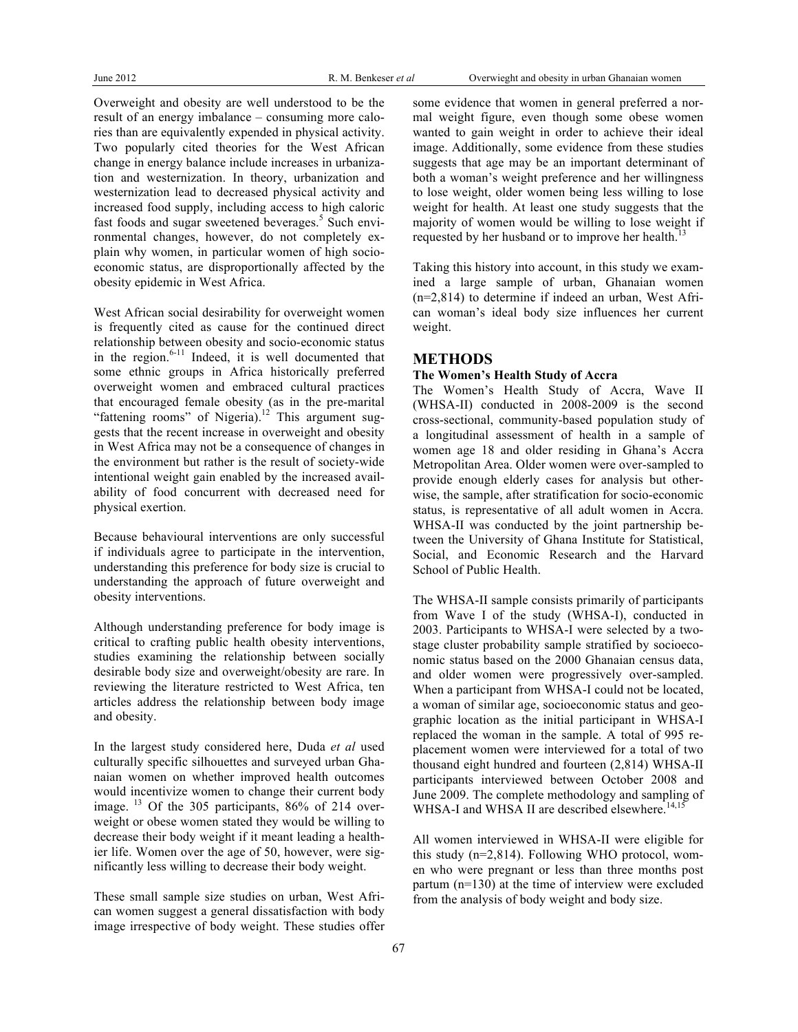Overweight and obesity are well understood to be the result of an energy imbalance – consuming more calories than are equivalently expended in physical activity. Two popularly cited theories for the West African change in energy balance include increases in urbanization and westernization. In theory, urbanization and westernization lead to decreased physical activity and increased food supply, including access to high caloric fast foods and sugar sweetened beverages.[5] Such environmental changes, however, do not completely explain why women, in particular women of high socio-economic status, are disproportionally affected by the obesity epidemic in West Africa.

West African social desirability for overweight women is frequently cited as cause for the continued direct relationship between obesity and socio-economic status in the region.[6-11] Indeed, it is well documented that some ethnic groups in Africa historically preferred overweight women and embraced cultural practices that encouraged female obesity (as in the pre-marital "fattening rooms" of Nigeria).[12] This argument suggests that the recent increase in overweight and obesity in West Africa may not be a consequence of changes in the environment but rather is the result of society-wide intentional weight gain enabled by the increased availability of food concurrent with decreased need for physical exertion.

Because behavioural interventions are only successful if individuals agree to participate in the intervention, understanding this preference for body size is crucial to understanding the approach of future overweight and obesity interventions.

Although understanding preference for body image is critical to crafting public health obesity interventions, studies examining the relationship between socially desirable body size and overweight/obesity are rare. In reviewing the literature restricted to West Africa, ten articles address the relationship between body image and obesity.

In the largest study considered here, Duda *et al* used culturally specific silhouettes and surveyed urban Ghanaian women on whether improved health outcomes would incentivize women to change their current body image. [13] Of the 305 participants, 86% of 214 overweight or obese women stated they would be willing to decrease their body weight if it meant leading a healthier life. Women over the age of 50, however, were significantly less willing to decrease their body weight.

These small sample size studies on urban, West African women suggest a general dissatisfaction with body image irrespective of body weight. These studies offer some evidence that women in general preferred a normal weight figure, even though some obese women wanted to gain weight in order to achieve their ideal image. Additionally, some evidence from these studies suggests that age may be an important determinant of both a woman's weight preference and her willingness to lose weight, older women being less willing to lose weight for health. At least one study suggests that the majority of women would be willing to lose weight if requested by her husband or to improve her health.[13]

Taking this history into account, in this study we examined a large sample of urban, Ghanaian women (n=2,814) to determine if indeed an urban, West African woman's ideal body size influences her current weight.

## METHODS

### The Women's Health Study of Accra

The Women's Health Study of Accra, Wave II (WHSA-II) conducted in 2008-2009 is the second cross-sectional, community-based population study of a longitudinal assessment of health in a sample of women age 18 and older residing in Ghana's Accra Metropolitan Area. Older women were over-sampled to provide enough elderly cases for analysis but otherwise, the sample, after stratification for socio-economic status, is representative of all adult women in Accra. WHSA-II was conducted by the joint partnership between the University of Ghana Institute for Statistical, Social, and Economic Research and the Harvard School of Public Health.

The WHSA-II sample consists primarily of participants from Wave I of the study (WHSA-I), conducted in 2003. Participants to WHSA-I were selected by a two-stage cluster probability sample stratified by socioeconomic status based on the 2000 Ghanaian census data, and older women were progressively over-sampled. When a participant from WHSA-I could not be located, a woman of similar age, socioeconomic status and geographic location as the initial participant in WHSA-I replaced the woman in the sample. A total of 995 replacement women were interviewed for a total of two thousand eight hundred and fourteen (2,814) WHSA-II participants interviewed between October 2008 and June 2009. The complete methodology and sampling of WHSA-I and WHSA II are described elsewhere.[14,15]

All women interviewed in WHSA-II were eligible for this study (n=2,814). Following WHO protocol, women who were pregnant or less than three months post partum (n=130) at the time of interview were excluded from the analysis of body weight and body size.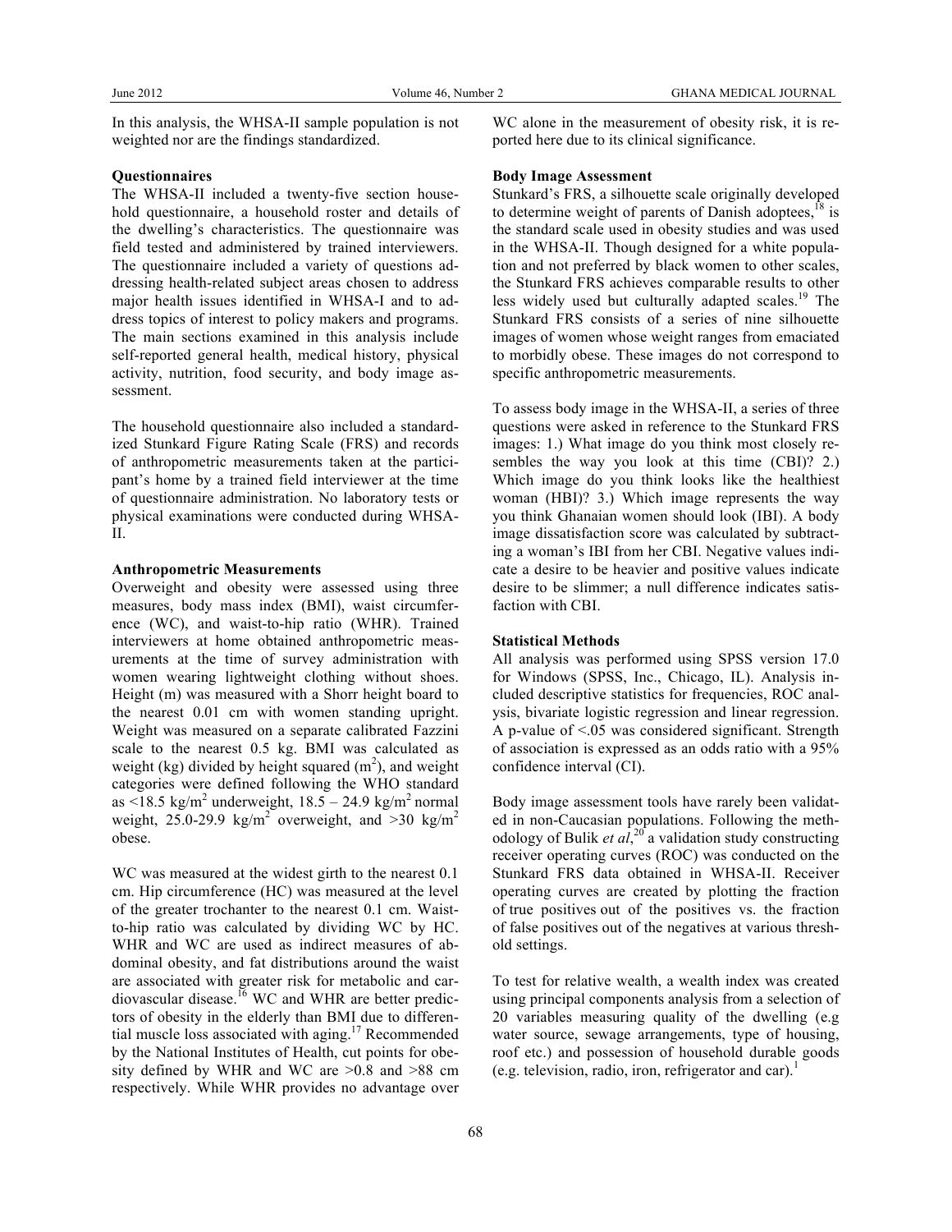In this analysis, the WHSA-II sample population is not weighted nor are the findings standardized.

**Questionnaires**

The WHSA-II included a twenty-five section household questionnaire, a household roster and details of the dwelling's characteristics. The questionnaire was field tested and administered by trained interviewers. The questionnaire included a variety of questions addressing health-related subject areas chosen to address major health issues identified in WHSA-I and to address topics of interest to policy makers and programs. The main sections examined in this analysis include self-reported general health, medical history, physical activity, nutrition, food security, and body image assessment.

The household questionnaire also included a standardized Stunkard Figure Rating Scale (FRS) and records of anthropometric measurements taken at the participant's home by a trained field interviewer at the time of questionnaire administration. No laboratory tests or physical examinations were conducted during WHSA-II.

**Anthropometric Measurements**

Overweight and obesity were assessed using three measures, body mass index (BMI), waist circumference (WC), and waist-to-hip ratio (WHR). Trained interviewers at home obtained anthropometric measurements at the time of survey administration with women wearing lightweight clothing without shoes. Height (m) was measured with a Shorr height board to the nearest 0.01 cm with women standing upright. Weight was measured on a separate calibrated Fazzini scale to the nearest 0.5 kg. BMI was calculated as weight (kg) divided by height squared ($m^2$), and weight categories were defined following the WHO standard as <18.5 $kg/m^2$ underweight, 18.5 – 24.9 $kg/m^2$ normal weight, 25.0-29.9 $kg/m^2$ overweight, and >30 $kg/m^2$ obese.

WC was measured at the widest girth to the nearest 0.1 cm. Hip circumference (HC) was measured at the level of the greater trochanter to the nearest 0.1 cm. Waist-to-hip ratio was calculated by dividing WC by HC. WHR and WC are used as indirect measures of abdominal obesity, and fat distributions around the waist are associated with greater risk for metabolic and cardiovascular disease.[16] WC and WHR are better predictors of obesity in the elderly than BMI due to differential muscle loss associated with aging.[17] Recommended by the National Institutes of Health, cut points for obesity defined by WHR and WC are >0.8 and >88 cm respectively. While WHR provides no advantage over WC alone in the measurement of obesity risk, it is reported here due to its clinical significance.

**Body Image Assessment**

Stunkard's FRS, a silhouette scale originally developed to determine weight of parents of Danish adoptees,[18] is the standard scale used in obesity studies and was used in the WHSA-II. Though designed for a white population and not preferred by black women to other scales, the Stunkard FRS achieves comparable results to other less widely used but culturally adapted scales.[19] The Stunkard FRS consists of a series of nine silhouette images of women whose weight ranges from emaciated to morbidly obese. These images do not correspond to specific anthropometric measurements.

To assess body image in the WHSA-II, a series of three questions were asked in reference to the Stunkard FRS images: 1.) What image do you think most closely resembles the way you look at this time (CBI)? 2.) Which image do you think looks like the healthiest woman (HBI)? 3.) Which image represents the way you think Ghanaian women should look (IBI). A body image dissatisfaction score was calculated by subtracting a woman's IBI from her CBI. Negative values indicate a desire to be heavier and positive values indicate desire to be slimmer; a null difference indicates satisfaction with CBI.

**Statistical Methods**

All analysis was performed using SPSS version 17.0 for Windows (SPSS, Inc., Chicago, IL). Analysis included descriptive statistics for frequencies, ROC analysis, bivariate logistic regression and linear regression. A p-value of <.05 was considered significant. Strength of association is expressed as an odds ratio with a 95% confidence interval (CI).

Body image assessment tools have rarely been validated in non-Caucasian populations. Following the methodology of Bulik *et al*,[20] a validation study constructing receiver operating curves (ROC) was conducted on the Stunkard FRS data obtained in WHSA-II. Receiver operating curves are created by plotting the fraction of true positives out of the positives vs. the fraction of false positives out of the negatives at various threshold settings.

To test for relative wealth, a wealth index was created using principal components analysis from a selection of 20 variables measuring quality of the dwelling (e.g water source, sewage arrangements, type of housing, roof etc.) and possession of household durable goods (e.g. television, radio, iron, refrigerator and car).[1]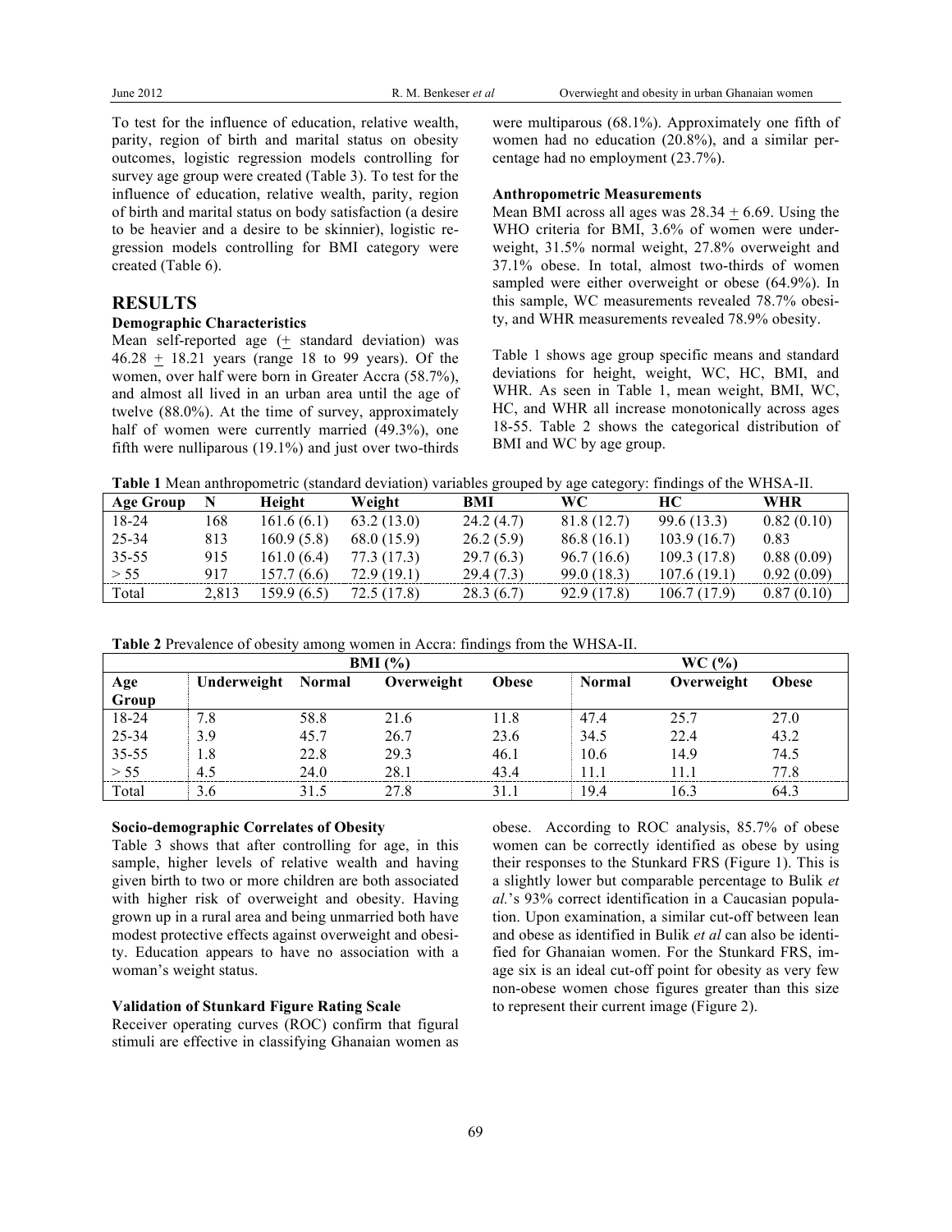To test for the influence of education, relative wealth, parity, region of birth and marital status on obesity outcomes, logistic regression models controlling for survey age group were created (Table 3). To test for the influence of education, relative wealth, parity, region of birth and marital status on body satisfaction (a desire to be heavier and a desire to be skinnier), logistic regression models controlling for BMI category were created (Table 6).

## RESULTS

### Demographic Characteristics

Mean self-reported age (± standard deviation) was 46.28 ± 18.21 years (range 18 to 99 years). Of the women, over half were born in Greater Accra (58.7%), and almost all lived in an urban area until the age of twelve (88.0%). At the time of survey, approximately half of women were currently married (49.3%), one fifth were nulliparous (19.1%) and just over two-thirds were multiparous (68.1%). Approximately one fifth of women had no education (20.8%), and a similar percentage had no employment (23.7%).

### Anthropometric Measurements

Mean BMI across all ages was 28.34 ± 6.69. Using the WHO criteria for BMI, 3.6% of women were underweight, 31.5% normal weight, 27.8% overweight and 37.1% obese. In total, almost two-thirds of women sampled were either overweight or obese (64.9%). In this sample, WC measurements revealed 78.7% obesity, and WHR measurements revealed 78.9% obesity.

Table 1 shows age group specific means and standard deviations for height, weight, WC, HC, BMI, and WHR. As seen in Table 1, mean weight, BMI, WC, HC, and WHR all increase monotonically across ages 18-55. Table 2 shows the categorical distribution of BMI and WC by age group.

**Table 1** Mean anthropometric (standard deviation) variables grouped by age category: findings of the WHSA-II.

| Age Group | N | Height | Weight | BMI | WC | HC | WHR |
|---|---|---|---|---|---|---|---|
| 18-24 | 168 | 161.6 (6.1) | 63.2 (13.0) | 24.2 (4.7) | 81.8 (12.7) | 99.6 (13.3) | 0.82 (0.10) |
| 25-34 | 813 | 160.9 (5.8) | 68.0 (15.9) | 26.2 (5.9) | 86.8 (16.1) | 103.9 (16.7) | 0.83 |
| 35-55 | 915 | 161.0 (6.4) | 77.3 (17.3) | 29.7 (6.3) | 96.7 (16.6) | 109.3 (17.8) | 0.88 (0.09) |
| > 55 | 917 | 157.7 (6.6) | 72.9 (19.1) | 29.4 (7.3) | 99.0 (18.3) | 107.6 (19.1) | 0.92 (0.09) |
| Total | 2,813 | 159.9 (6.5) | 72.5 (17.8) | 28.3 (6.7) | 92.9 (17.8) | 106.7 (17.9) | 0.87 (0.10) |

**Table 2** Prevalence of obesity among women in Accra: findings from the WHSA-II.

| | BMI (%) | | | | WC (%) | | |
|---|---|---|---|---|---|---|---|
| Age Group | Underweight | Normal | Overweight | Obese | Normal | Overweight | Obese |
| 18-24 | 7.8 | 58.8 | 21.6 | 11.8 | 47.4 | 25.7 | 27.0 |
| 25-34 | 3.9 | 45.7 | 26.7 | 23.6 | 34.5 | 22.4 | 43.2 |
| 35-55 | 1.8 | 22.8 | 29.3 | 46.1 | 10.6 | 14.9 | 74.5 |
| > 55 | 4.5 | 24.0 | 28.1 | 43.4 | 11.1 | 11.1 | 77.8 |
| Total | 3.6 | 31.5 | 27.8 | 31.1 | 19.4 | 16.3 | 64.3 |

### Socio-demographic Correlates of Obesity

Table 3 shows that after controlling for age, in this sample, higher levels of relative wealth and having given birth to two or more children are both associated with higher risk of overweight and obesity. Having grown up in a rural area and being unmarried both have modest protective effects against overweight and obesity. Education appears to have no association with a woman's weight status.

### Validation of Stunkard Figure Rating Scale

Receiver operating curves (ROC) confirm that figural stimuli are effective in classifying Ghanaian women as obese. According to ROC analysis, 85.7% of obese women can be correctly identified as obese by using their responses to the Stunkard FRS (Figure 1). This is a slightly lower but comparable percentage to Bulik *et al.*'s 93% correct identification in a Caucasian population. Upon examination, a similar cut-off between lean and obese as identified in Bulik *et al* can also be identified for Ghanaian women. For the Stunkard FRS, image six is an ideal cut-off point for obesity as very few non-obese women chose figures greater than this size to represent their current image (Figure 2).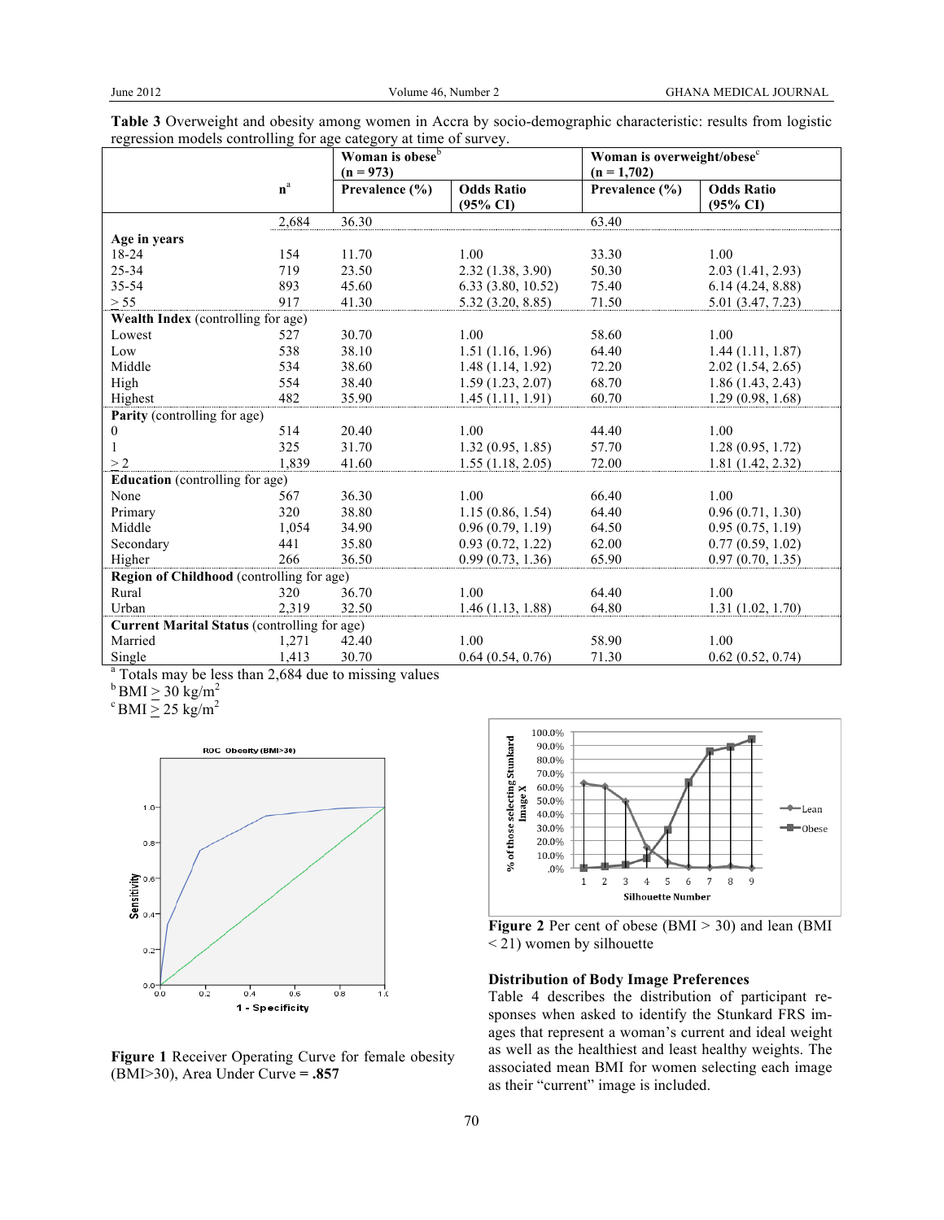**Table 3** Overweight and obesity among women in Accra by socio-demographic characteristic: results from logistic regression models controlling for age category at time of survey.

| | n[a] | Woman is obese[b] (n = 973) Prevalence (%) | Odds Ratio (95% CI) | Woman is overweight/obese[c] (n = 1,702) Prevalence (%) | Odds Ratio (95% CI) |
|---|---|---|---|---|---|
| | 2,684 | 36.30 | | 63.40 | |
| **Age in years** | | | | | |
| 18-24 | 154 | 11.70 | 1.00 | 33.30 | 1.00 |
| 25-34 | 719 | 23.50 | 2.32 (1.38, 3.90) | 50.30 | 2.03 (1.41, 2.93) |
| 35-54 | 893 | 45.60 | 6.33 (3.80, 10.52) | 75.40 | 6.14 (4.24, 8.88) |
| > 55 | 917 | 41.30 | 5.32 (3.20, 8.85) | 71.50 | 5.01 (3.47, 7.23) |
| **Wealth Index** (controlling for age) | | | | | |
| Lowest | 527 | 30.70 | 1.00 | 58.60 | 1.00 |
| Low | 538 | 38.10 | 1.51 (1.16, 1.96) | 64.40 | 1.44 (1.11, 1.87) |
| Middle | 534 | 38.60 | 1.48 (1.14, 1.92) | 72.20 | 2.02 (1.54, 2.65) |
| High | 554 | 38.40 | 1.59 (1.23, 2.07) | 68.70 | 1.86 (1.43, 2.43) |
| Highest | 482 | 35.90 | 1.45 (1.11, 1.91) | 60.70 | 1.29 (0.98, 1.68) |
| **Parity** (controlling for age) | | | | | |
| 0 | 514 | 20.40 | 1.00 | 44.40 | 1.00 |
| 1 | 325 | 31.70 | 1.32 (0.95, 1.85) | 57.70 | 1.28 (0.95, 1.72) |
| > 2 | 1,839 | 41.60 | 1.55 (1.18, 2.05) | 72.00 | 1.81 (1.42, 2.32) |
| **Education** (controlling for age) | | | | | |
| None | 567 | 36.30 | 1.00 | 66.40 | 1.00 |
| Primary | 320 | 38.80 | 1.15 (0.86, 1.54) | 64.40 | 0.96 (0.71, 1.30) |
| Middle | 1,054 | 34.90 | 0.96 (0.79, 1.19) | 64.50 | 0.95 (0.75, 1.19) |
| Secondary | 441 | 35.80 | 0.93 (0.72, 1.22) | 62.00 | 0.77 (0.59, 1.02) |
| Higher | 266 | 36.50 | 0.99 (0.73, 1.36) | 65.90 | 0.97 (0.70, 1.35) |
| **Region of Childhood** (controlling for age) | | | | | |
| Rural | 320 | 36.70 | 1.00 | 64.40 | 1.00 |
| Urban | 2,319 | 32.50 | 1.46 (1.13, 1.88) | 64.80 | 1.31 (1.02, 1.70) |
| **Current Marital Status** (controlling for age) | | | | | |
| Married | 1,271 | 42.40 | 1.00 | 58.90 | 1.00 |
| Single | 1,413 | 30.70 | 0.64 (0.54, 0.76) | 71.30 | 0.62 (0.52, 0.74) |

[a] Totals may be less than 2,684 due to missing values
[b] BMI $\geq$ 30 kg/m$^2$
[c] BMI $\geq$ 25 kg/m$^2$

**Figure 1** Receiver Operating Curve for female obesity (BMI>30), Area Under Curve = **.857**

**Figure 2** Per cent of obese (BMI > 30) and lean (BMI < 21) women by silhouette

### Distribution of Body Image Preferences

Table 4 describes the distribution of participant responses when asked to identify the Stunkard FRS images that represent a woman's current and ideal weight as well as the healthiest and least healthy weights. The associated mean BMI for women selecting each image as their "current" image is included.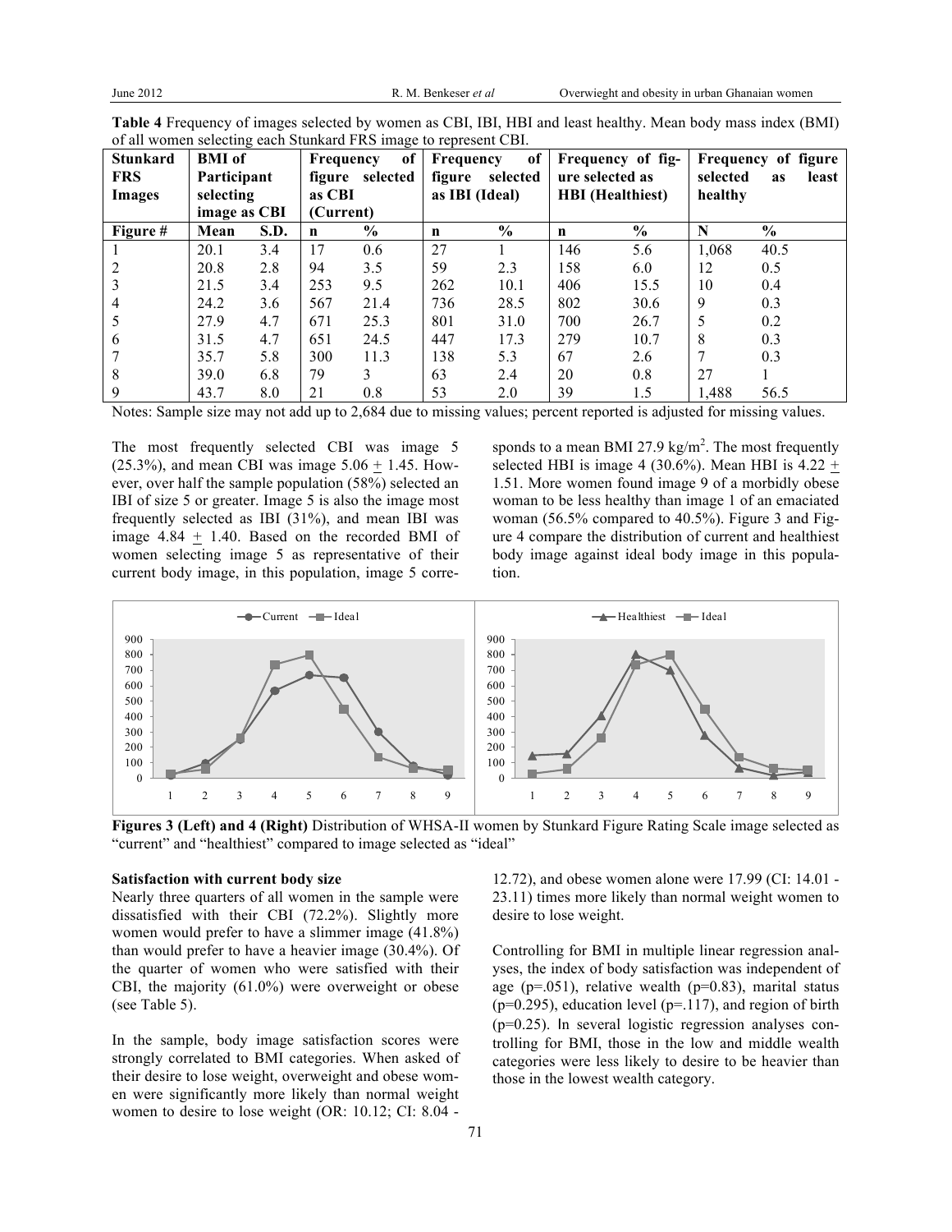**Table 4** Frequency of images selected by women as CBI, IBI, HBI and least healthy. Mean body mass index (BMI) of all women selecting each Stunkard FRS image to represent CBI.

| Stunkard FRS Images | BMI of Participant selecting image as CBI | | Frequency of figure selected as CBI (Current) | | Frequency of figure selected as IBI (Ideal) | | Frequency of figure selected as HBI (Healthiest) | | Frequency of figure selected as least healthy | |
|---|---|---|---|---|---|---|---|---|---|---|
| Figure # | Mean | S.D. | n | % | n | % | n | % | N | % |
| 1 | 20.1 | 3.4 | 17 | 0.6 | 27 | 1 | 146 | 5.6 | 1,068 | 40.5 |
| 2 | 20.8 | 2.8 | 94 | 3.5 | 59 | 2.3 | 158 | 6.0 | 12 | 0.5 |
| 3 | 21.5 | 3.4 | 253 | 9.5 | 262 | 10.1 | 406 | 15.5 | 10 | 0.4 |
| 4 | 24.2 | 3.6 | 567 | 21.4 | 736 | 28.5 | 802 | 30.6 | 9 | 0.3 |
| 5 | 27.9 | 4.7 | 671 | 25.3 | 801 | 31.0 | 700 | 26.7 | 5 | 0.2 |
| 6 | 31.5 | 4.7 | 651 | 24.5 | 447 | 17.3 | 279 | 10.7 | 8 | 0.3 |
| 7 | 35.7 | 5.8 | 300 | 11.3 | 138 | 5.3 | 67 | 2.6 | 7 | 0.3 |
| 8 | 39.0 | 6.8 | 79 | 3 | 63 | 2.4 | 20 | 0.8 | 27 | 1 |
| 9 | 43.7 | 8.0 | 21 | 0.8 | 53 | 2.0 | 39 | 1.5 | 1,488 | 56.5 |

Notes: Sample size may not add up to 2,684 due to missing values; percent reported is adjusted for missing values.

The most frequently selected CBI was image 5 (25.3%), and mean CBI was image 5.06 ± 1.45. However, over half the sample population (58%) selected an IBI of size 5 or greater. Image 5 is also the image most frequently selected as IBI (31%), and mean IBI was image 4.84 ± 1.40. Based on the recorded BMI of women selecting image 5 as representative of their current body image, in this population, image 5 corresponds to a mean BMI 27.9 kg/m$^2$. The most frequently selected HBI is image 4 (30.6%). Mean HBI is 4.22 ± 1.51. More women found image 9 of a morbidly obese woman to be less healthy than image 1 of an emaciated woman (56.5% compared to 40.5%). Figure 3 and Figure 4 compare the distribution of current and healthiest body image against ideal body image in this population.

**Figures 3 (Left) and 4 (Right)** Distribution of WHSA-II women by Stunkard Figure Rating Scale image selected as "current" and "healthiest" compared to image selected as "ideal"

**Satisfaction with current body size**

Nearly three quarters of all women in the sample were dissatisfied with their CBI (72.2%). Slightly more women would prefer to have a slimmer image (41.8%) than would prefer to have a heavier image (30.4%). Of the quarter of women who were satisfied with their CBI, the majority (61.0%) were overweight or obese (see Table 5).

In the sample, body image satisfaction scores were strongly correlated to BMI categories. When asked of their desire to lose weight, overweight and obese women were significantly more likely than normal weight women to desire to lose weight (OR: 10.12; CI: 8.04 - 12.72), and obese women alone were 17.99 (CI: 14.01 - 23.11) times more likely than normal weight women to desire to lose weight.

Controlling for BMI in multiple linear regression analyses, the index of body satisfaction was independent of age (p=.051), relative wealth (p=0.83), marital status (p=0.295), education level (p=.117), and region of birth (p=0.25). In several logistic regression analyses controlling for BMI, those in the low and middle wealth categories were less likely to desire to be heavier than those in the lowest wealth category.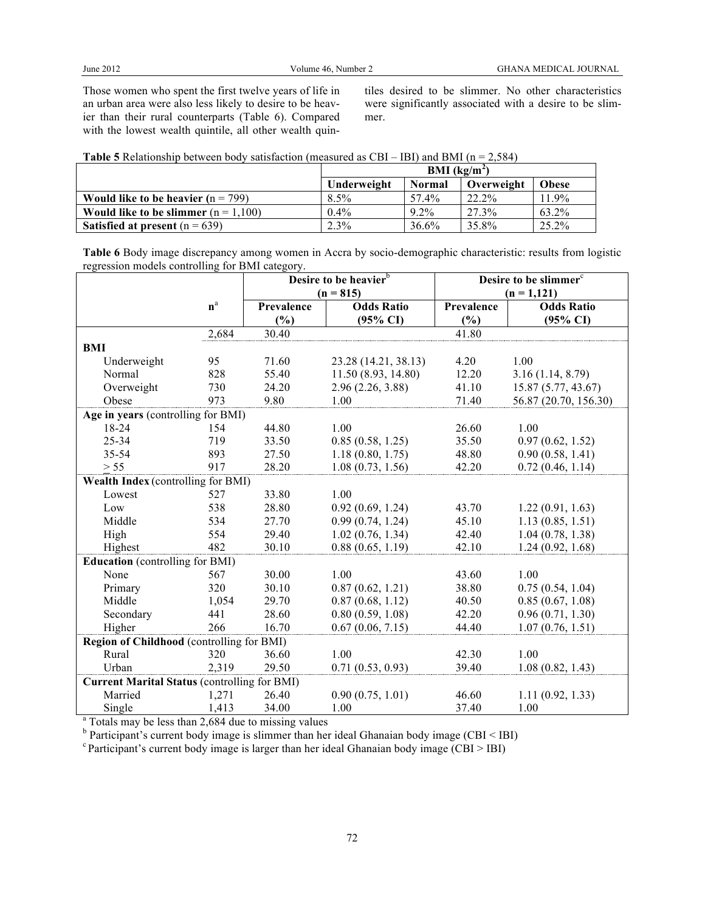Those women who spent the first twelve years of life in an urban area were also less likely to desire to be heavier than their rural counterparts (Table 6). Compared with the lowest wealth quintile, all other wealth quintiles desired to be slimmer. No other characteristics were significantly associated with a desire to be slimmer.

**Table 5** Relationship between body satisfaction (measured as CBI – IBI) and BMI (n = 2,584)

| | BMI ($kg/m^2$) | | | |
|---|---|---|---|---|
| | **Underweight** | **Normal** | **Overweight** | **Obese** |
| **Would like to be heavier** (n = 799) | 8.5% | 57.4% | 22.2% | 11.9% |
| **Would like to be slimmer** (n = 1,100) | 0.4% | 9.2% | 27.3% | 63.2% |
| **Satisfied at present** (n = 639) | 2.3% | 36.6% | 35.8% | 25.2% |

**Table 6** Body image discrepancy among women in Accra by socio-demographic characteristic: results from logistic regression models controlling for BMI category.

| | | Desire to be heavier[b] (n = 815) | | Desire to be slimmer[c] (n = 1,121) | |
|---|---|---|---|---|---|
| | **n[a]** | **Prevalence (%)** | **Odds Ratio (95% CI)** | **Prevalence (%)** | **Odds Ratio (95% CI)** |
| | 2,684 | 30.40 | | 41.80 | |
| **BMI** | | | | | |
| Underweight | 95 | 71.60 | 23.28 (14.21, 38.13) | 4.20 | 1.00 |
| Normal | 828 | 55.40 | 11.50 (8.93, 14.80) | 12.20 | 3.16 (1.14, 8.79) |
| Overweight | 730 | 24.20 | 2.96 (2.26, 3.88) | 41.10 | 15.87 (5.77, 43.67) |
| Obese | 973 | 9.80 | 1.00 | 71.40 | 56.87 (20.70, 156.30) |
| **Age in years** (controlling for BMI) | | | | | |
| 18-24 | 154 | 44.80 | 1.00 | 26.60 | 1.00 |
| 25-34 | 719 | 33.50 | 0.85 (0.58, 1.25) | 35.50 | 0.97 (0.62, 1.52) |
| 35-54 | 893 | 27.50 | 1.18 (0.80, 1.75) | 48.80 | 0.90 (0.58, 1.41) |
| $\geq$ 55 | 917 | 28.20 | 1.08 (0.73, 1.56) | 42.20 | 0.72 (0.46, 1.14) |
| **Wealth Index** (controlling for BMI) | | | | | |
| Lowest | 527 | 33.80 | 1.00 | | |
| Low | 538 | 28.80 | 0.92 (0.69, 1.24) | 43.70 | 1.22 (0.91, 1.63) |
| Middle | 534 | 27.70 | 0.99 (0.74, 1.24) | 45.10 | 1.13 (0.85, 1.51) |
| High | 554 | 29.40 | 1.02 (0.76, 1.34) | 42.40 | 1.04 (0.78, 1.38) |
| Highest | 482 | 30.10 | 0.88 (0.65, 1.19) | 42.10 | 1.24 (0.92, 1.68) |
| **Education** (controlling for BMI) | | | | | |
| None | 567 | 30.00 | 1.00 | 43.60 | 1.00 |
| Primary | 320 | 30.10 | 0.87 (0.62, 1.21) | 38.80 | 0.75 (0.54, 1.04) |
| Middle | 1,054 | 29.70 | 0.87 (0.68, 1.12) | 40.50 | 0.85 (0.67, 1.08) |
| Secondary | 441 | 28.60 | 0.80 (0.59, 1.08) | 42.20 | 0.96 (0.71, 1.30) |
| Higher | 266 | 16.70 | 0.67 (0.06, 7.15) | 44.40 | 1.07 (0.76, 1.51) |
| **Region of Childhood** (controlling for BMI) | | | | | |
| Rural | 320 | 36.60 | 1.00 | 42.30 | 1.00 |
| Urban | 2,319 | 29.50 | 0.71 (0.53, 0.93) | 39.40 | 1.08 (0.82, 1.43) |
| **Current Marital Status** (controlling for BMI) | | | | | |
| Married | 1,271 | 26.40 | 0.90 (0.75, 1.01) | 46.60 | 1.11 (0.92, 1.33) |
| Single | 1,413 | 34.00 | 1.00 | 37.40 | 1.00 |

[a] Totals may be less than 2,684 due to missing values
[b] Participant's current body image is slimmer than her ideal Ghanaian body image (CBI < IBI)
[c] Participant's current body image is larger than her ideal Ghanaian body image (CBI > IBI)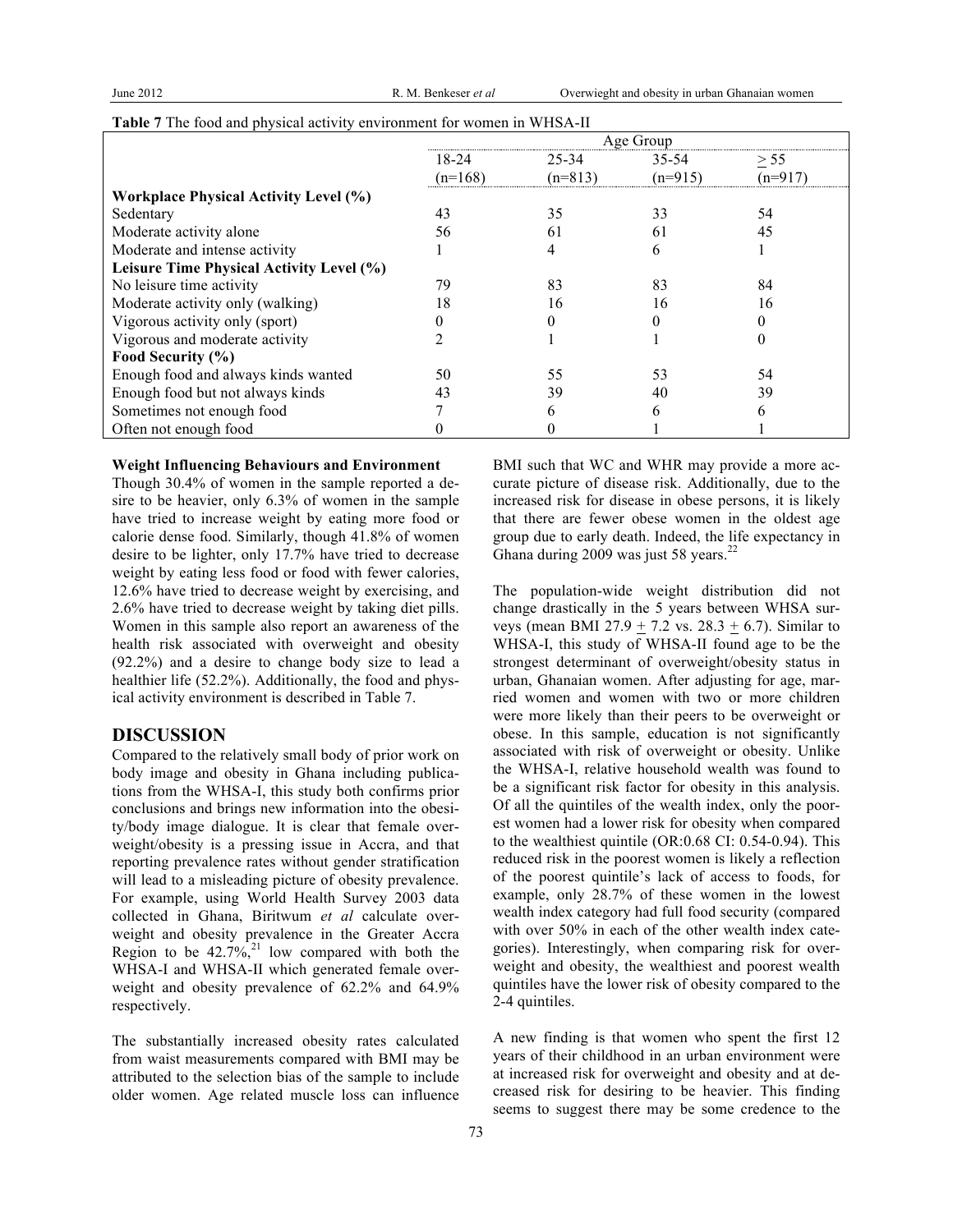**Table 7** The food and physical activity environment for women in WHSA-II

| | Age Group | | | |
|---|---|---|---|---|
| | 18-24 (n=168) | 25-34 (n=813) | 35-54 (n=915) | > 55 (n=917) |
| **Workplace Physical Activity Level (%)** | | | | |
| Sedentary | 43 | 35 | 33 | 54 |
| Moderate activity alone | 56 | 61 | 61 | 45 |
| Moderate and intense activity | 1 | 4 | 6 | 1 |
| **Leisure Time Physical Activity Level (%)** | | | | |
| No leisure time activity | 79 | 83 | 83 | 84 |
| Moderate activity only (walking) | 18 | 16 | 16 | 16 |
| Vigorous activity only (sport) | 0 | 0 | 0 | 0 |
| Vigorous and moderate activity | 2 | 1 | 1 | 0 |
| **Food Security (%)** | | | | |
| Enough food and always kinds wanted | 50 | 55 | 53 | 54 |
| Enough food but not always kinds | 43 | 39 | 40 | 39 |
| Sometimes not enough food | 7 | 6 | 6 | 6 |
| Often not enough food | 0 | 0 | 1 | 1 |

**Weight Influencing Behaviours and Environment**

Though 30.4% of women in the sample reported a desire to be heavier, only 6.3% of women in the sample have tried to increase weight by eating more food or calorie dense food. Similarly, though 41.8% of women desire to be lighter, only 17.7% have tried to decrease weight by eating less food or food with fewer calories, 12.6% have tried to decrease weight by exercising, and 2.6% have tried to decrease weight by taking diet pills. Women in this sample also report an awareness of the health risk associated with overweight and obesity (92.2%) and a desire to change body size to lead a healthier life (52.2%). Additionally, the food and physical activity environment is described in Table 7.

## DISCUSSION

Compared to the relatively small body of prior work on body image and obesity in Ghana including publications from the WHSA-I, this study both confirms prior conclusions and brings new information into the obesity/body image dialogue. It is clear that female overweight/obesity is a pressing issue in Accra, and that reporting prevalence rates without gender stratification will lead to a misleading picture of obesity prevalence. For example, using World Health Survey 2003 data collected in Ghana, Biritwum *et al* calculate overweight and obesity prevalence in the Greater Accra Region to be 42.7%,[21] low compared with both the WHSA-I and WHSA-II which generated female overweight and obesity prevalence of 62.2% and 64.9% respectively.

The substantially increased obesity rates calculated from waist measurements compared with BMI may be attributed to the selection bias of the sample to include older women. Age related muscle loss can influence BMI such that WC and WHR may provide a more accurate picture of disease risk. Additionally, due to the increased risk for disease in obese persons, it is likely that there are fewer obese women in the oldest age group due to early death. Indeed, the life expectancy in Ghana during 2009 was just 58 years.[22]

The population-wide weight distribution did not change drastically in the 5 years between WHSA surveys (mean BMI 27.9 $\pm$ 7.2 vs. 28.3 $\pm$ 6.7). Similar to WHSA-I, this study of WHSA-II found age to be the strongest determinant of overweight/obesity status in urban, Ghanaian women. After adjusting for age, married women and women with two or more children were more likely than their peers to be overweight or obese. In this sample, education is not significantly associated with risk of overweight or obesity. Unlike the WHSA-I, relative household wealth was found to be a significant risk factor for obesity in this analysis. Of all the quintiles of the wealth index, only the poorest women had a lower risk for obesity when compared to the wealthiest quintile (OR:0.68 CI: 0.54-0.94). This reduced risk in the poorest women is likely a reflection of the poorest quintile's lack of access to foods, for example, only 28.7% of these women in the lowest wealth index category had full food security (compared with over 50% in each of the other wealth index categories). Interestingly, when comparing risk for overweight and obesity, the wealthiest and poorest wealth quintiles have the lower risk of obesity compared to the 2-4 quintiles.

A new finding is that women who spent the first 12 years of their childhood in an urban environment were at increased risk for overweight and obesity and at decreased risk for desiring to be heavier. This finding seems to suggest there may be some credence to the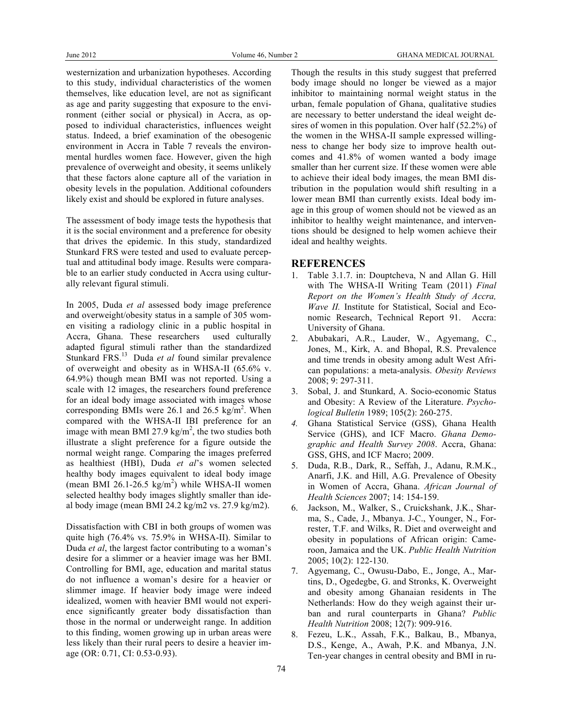westernization and urbanization hypotheses. According to this study, individual characteristics of the women themselves, like education level, are not as significant as age and parity suggesting that exposure to the environment (either social or physical) in Accra, as opposed to individual characteristics, influences weight status. Indeed, a brief examination of the obesogenic environment in Accra in Table 7 reveals the environmental hurdles women face. However, given the high prevalence of overweight and obesity, it seems unlikely that these factors alone capture all of the variation in obesity levels in the population. Additional cofounders likely exist and should be explored in future analyses.

The assessment of body image tests the hypothesis that it is the social environment and a preference for obesity that drives the epidemic. In this study, standardized Stunkard FRS were tested and used to evaluate perceptual and attitudinal body image. Results were comparable to an earlier study conducted in Accra using culturally relevant figural stimuli.

In 2005, Duda *et al* assessed body image preference and overweight/obesity status in a sample of 305 women visiting a radiology clinic in a public hospital in Accra, Ghana. These researchers used culturally adapted figural stimuli rather than the standardized Stunkard FRS.[13] Duda *et al* found similar prevalence of overweight and obesity as in WHSA-II (65.6% v. 64.9%) though mean BMI was not reported. Using a scale with 12 images, the researchers found preference for an ideal body image associated with images whose corresponding BMIs were 26.1 and 26.5 kg/m$^2$. When compared with the WHSA-II IBI preference for an image with mean BMI 27.9 kg/m$^2$, the two studies both illustrate a slight preference for a figure outside the normal weight range. Comparing the images preferred as healthiest (HBI), Duda *et al*'s women selected healthy body images equivalent to ideal body image (mean BMI 26.1-26.5 kg/m$^2$) while WHSA-II women selected healthy body images slightly smaller than ideal body image (mean BMI 24.2 kg/m2 vs. 27.9 kg/m2).

Dissatisfaction with CBI in both groups of women was quite high (76.4% vs. 75.9% in WHSA-II). Similar to Duda *et al*, the largest factor contributing to a woman's desire for a slimmer or a heavier image was her BMI. Controlling for BMI, age, education and marital status do not influence a woman's desire for a heavier or slimmer image. If heavier body image were indeed idealized, women with heavier BMI would not experience significantly greater body dissatisfaction than those in the normal or underweight range. In addition to this finding, women growing up in urban areas were less likely than their rural peers to desire a heavier image (OR: 0.71, CI: 0.53-0.93).

Though the results in this study suggest that preferred body image should no longer be viewed as a major inhibitor to maintaining normal weight status in the urban, female population of Ghana, qualitative studies are necessary to better understand the ideal weight desires of women in this population. Over half (52.2%) of the women in the WHSA-II sample expressed willingness to change her body size to improve health outcomes and 41.8% of women wanted a body image smaller than her current size. If these women were able to achieve their ideal body images, the mean BMI distribution in the population would shift resulting in a lower mean BMI than currently exists. Ideal body image in this group of women should not be viewed as an inhibitor to healthy weight maintenance, and interventions should be designed to help women achieve their ideal and healthy weights.

## REFERENCES

1. Table 3.1.7. in: Douptcheva, N and Allan G. Hill with The WHSA-II Writing Team (2011) *Final Report on the Women's Health Study of Accra, Wave II.* Institute for Statistical, Social and Economic Research, Technical Report 91. Accra: University of Ghana.
2. Abubakari, A.R., Lauder, W., Agyemang, C., Jones, M., Kirk, A. and Bhopal, R.S. Prevalence and time trends in obesity among adult West African populations: a meta-analysis. *Obesity Reviews* 2008; 9: 297-311.
3. Sobal, J. and Stunkard, A. Socio-economic Status and Obesity: A Review of the Literature. *Psychological Bulletin* 1989; 105(2): 260-275.
4. Ghana Statistical Service (GSS), Ghana Health Service (GHS), and ICF Macro. *Ghana Demographic and Health Survey 2008*. Accra, Ghana: GSS, GHS, and ICF Macro; 2009.
5. Duda, R.B., Dark, R., Seffah, J., Adanu, R.M.K., Anarfi, J.K. and Hill, A.G. Prevalence of Obesity in Women of Accra, Ghana. *African Journal of Health Sciences* 2007; 14: 154-159.
6. Jackson, M., Walker, S., Cruickshank, J.K., Sharma, S., Cade, J., Mbanya. J-C., Younger, N., Forrester, T.F. and Wilks, R. Diet and overweight and obesity in populations of African origin: Cameroon, Jamaica and the UK. *Public Health Nutrition* 2005; 10(2): 122-130.
7. Agyemang, C., Owusu-Dabo, E., Jonge, A., Martins, D., Ogedegbe, G. and Stronks, K. Overweight and obesity among Ghanaian residents in The Netherlands: How do they weigh against their urban and rural counterparts in Ghana? *Public Health Nutrition* 2008; 12(7): 909-916.
8. Fezeu, L.K., Assah, F.K., Balkau, B., Mbanya, D.S., Kenge, A., Awah, P.K. and Mbanya, J.N. Ten-year changes in central obesity and BMI in ru-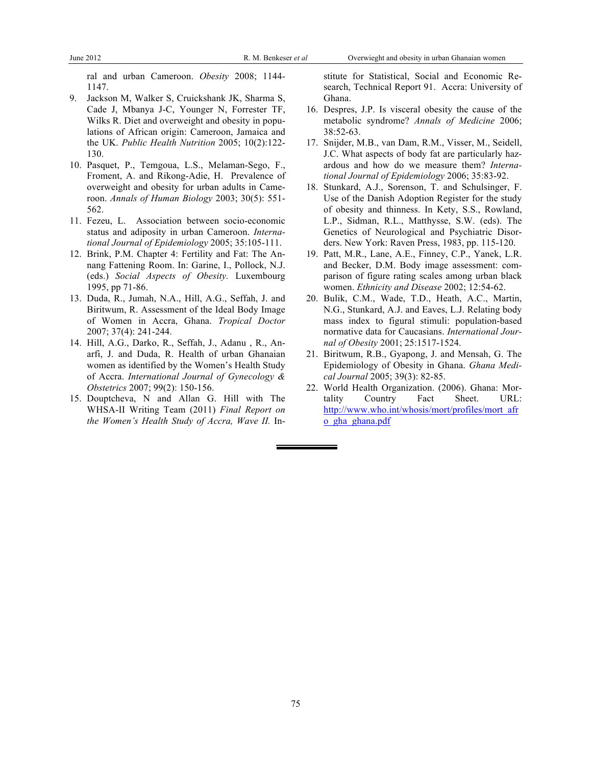ral and urban Cameroon. *Obesity* 2008; 1144-1147.

9. Jackson M, Walker S, Cruickshank JK, Sharma S, Cade J, Mbanya J-C, Younger N, Forrester TF, Wilks R. Diet and overweight and obesity in populations of African origin: Cameroon, Jamaica and the UK. *Public Health Nutrition* 2005; 10(2):122-130.
10. Pasquet, P., Temgoua, L.S., Melaman-Sego, F., Froment, A. and Rikong-Adie, H. Prevalence of overweight and obesity for urban adults in Cameroon. *Annals of Human Biology* 2003; 30(5): 551-562.
11. Fezeu, L. Association between socio-economic status and adiposity in urban Cameroon. *International Journal of Epidemiology* 2005; 35:105-111.
12. Brink, P.M. Chapter 4: Fertility and Fat: The Annang Fattening Room. In: Garine, I., Pollock, N.J. (eds.) *Social Aspects of Obesity.* Luxembourg 1995, pp 71-86.
13. Duda, R., Jumah, N.A., Hill, A.G., Seffah, J. and Biritwum, R. Assessment of the Ideal Body Image of Women in Accra, Ghana. *Tropical Doctor* 2007; 37(4): 241-244.
14. Hill, A.G., Darko, R., Seffah, J., Adanu , R., Anarfi, J. and Duda, R. Health of urban Ghanaian women as identified by the Women's Health Study of Accra. *International Journal of Gynecology & Obstetrics* 2007; 99(2): 150-156.
15. Douptcheva, N and Allan G. Hill with The WHSA-II Writing Team (2011) *Final Report on the Women's Health Study of Accra, Wave II.* Institute for Statistical, Social and Economic Research, Technical Report 91. Accra: University of Ghana.
16. Despres, J.P. Is visceral obesity the cause of the metabolic syndrome? *Annals of Medicine* 2006; 38:52-63.
17. Snijder, M.B., van Dam, R.M., Visser, M., Seidell, J.C. What aspects of body fat are particularly hazardous and how do we measure them? *International Journal of Epidemiology* 2006; 35:83-92.
18. Stunkard, A.J., Sorenson, T. and Schulsinger, F. Use of the Danish Adoption Register for the study of obesity and thinness. In Kety, S.S., Rowland, L.P., Sidman, R.L., Matthysse, S.W. (eds). The Genetics of Neurological and Psychiatric Disorders. New York: Raven Press, 1983, pp. 115-120.
19. Patt, M.R., Lane, A.E., Finney, C.P., Yanek, L.R. and Becker, D.M. Body image assessment: comparison of figure rating scales among urban black women. *Ethnicity and Disease* 2002; 12:54-62.
20. Bulik, C.M., Wade, T.D., Heath, A.C., Martin, N.G., Stunkard, A.J. and Eaves, L.J. Relating body mass index to figural stimuli: population-based normative data for Caucasians. *International Journal of Obesity* 2001; 25:1517-1524.
21. Biritwum, R.B., Gyapong, J. and Mensah, G. The Epidemiology of Obesity in Ghana. *Ghana Medical Journal* 2005; 39(3): 82-85.
22. World Health Organization. (2006). Ghana: Mortality Country Fact Sheet. URL: http://www.who.int/whosis/mort/profiles/mort_afro_gha_ghana.pdf